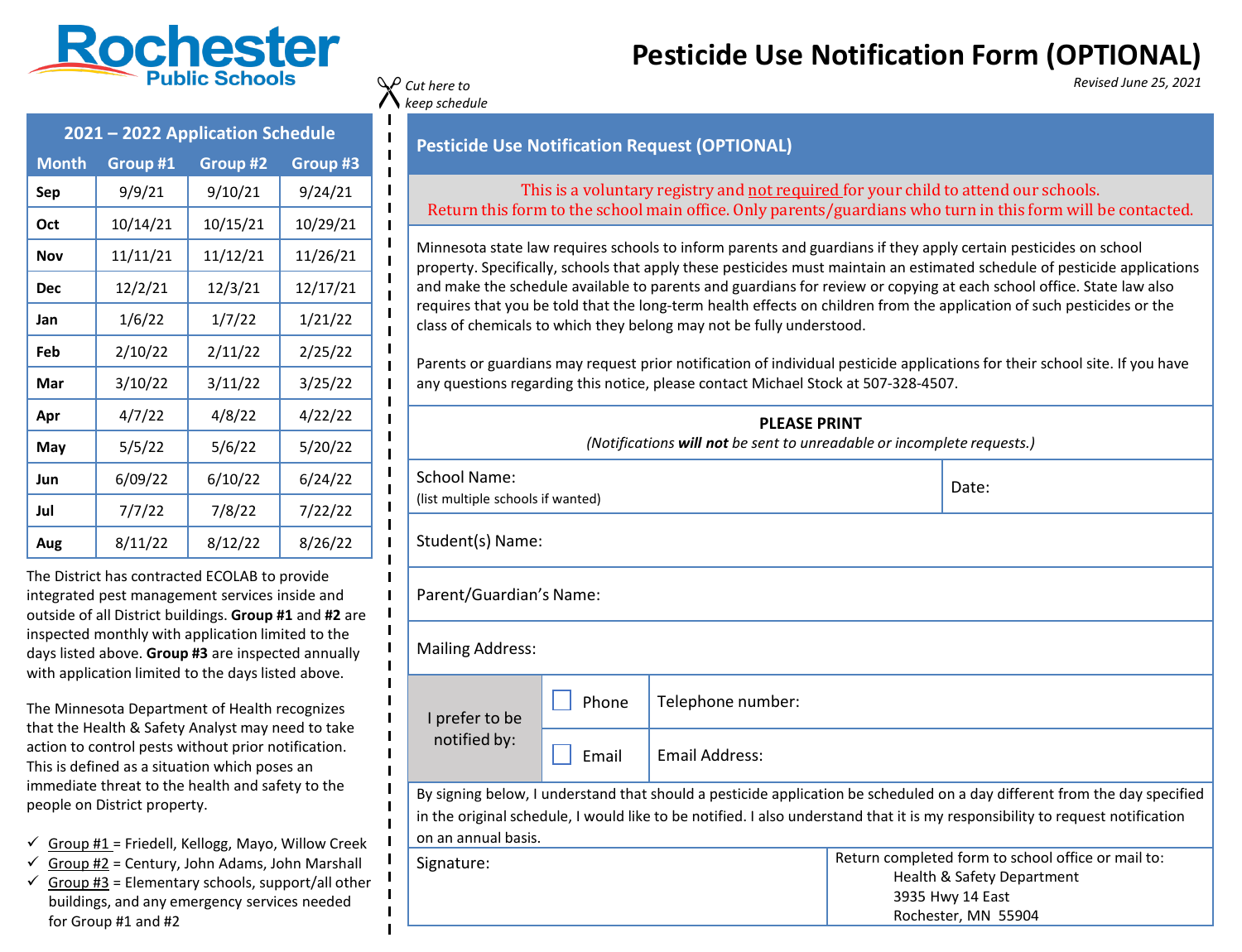# Rochester Public Schools

# Pesticide Use Notification Form (OPTIONAL)

*Revised June 25, 2021*

## 2021 – 2022 Application Schedule

| Month | Group #1 | Group #2 | Group #3 |
|---|---|---|---|
| **Sep** | 9/9/21 | 9/10/21 | 9/24/21 |
| **Oct** | 10/14/21 | 10/15/21 | 10/29/21 |
| **Nov** | 11/11/21 | 11/12/21 | 11/26/21 |
| **Dec** | 12/2/21 | 12/3/21 | 12/17/21 |
| **Jan** | 1/6/22 | 1/7/22 | 1/21/22 |
| **Feb** | 2/10/22 | 2/11/22 | 2/25/22 |
| **Mar** | 3/10/22 | 3/11/22 | 3/25/22 |
| **Apr** | 4/7/22 | 4/8/22 | 4/22/22 |
| **May** | 5/5/22 | 5/6/22 | 5/20/22 |
| **Jun** | 6/09/22 | 6/10/22 | 6/24/22 |
| **Jul** | 7/7/22 | 7/8/22 | 7/22/22 |
| **Aug** | 8/11/22 | 8/12/22 | 8/26/22 |

The District has contracted ECOLAB to provide integrated pest management services inside and outside of all District buildings. **Group #1** and **#2** are inspected monthly with application limited to the days listed above. **Group #3** are inspected annually with application limited to the days listed above.

The Minnesota Department of Health recognizes that the Health & Safety Analyst may need to take action to control pests without prior notification. This is defined as a situation which poses an immediate threat to the health and safety to the people on District property.

- ✓ Group #1 = Friedell, Kellogg, Mayo, Willow Creek
- ✓ Group #2 = Century, John Adams, John Marshall
- ✓ Group #3 = Elementary schools, support/all other buildings, and any emergency services needed for Group #1 and #2

*Cut here to keep schedule*

## Pesticide Use Notification Request (OPTIONAL)

This is a voluntary registry and not required for your child to attend our schools.
Return this form to the school main office. Only parents/guardians who turn in this form will be contacted.

Minnesota state law requires schools to inform parents and guardians if they apply certain pesticides on school property. Specifically, schools that apply these pesticides must maintain an estimated schedule of pesticide applications and make the schedule available to parents and guardians for review or copying at each school office. State law also requires that you be told that the long-term health effects on children from the application of such pesticides or the class of chemicals to which they belong may not be fully understood.

Parents or guardians may request prior notification of individual pesticide applications for their school site. If you have any questions regarding this notice, please contact Michael Stock at 507-328-4507.

**PLEASE PRINT**
*(Notifications **will not** be sent to unreadable or incomplete requests.)*

School Name:
(list multiple schools if wanted)

Date:

Student(s) Name:

Parent/Guardian's Name:

Mailing Address:

I prefer to be notified by:

- ☐ Phone — Telephone number:
- ☐ Email — Email Address:

By signing below, I understand that should a pesticide application be scheduled on a day different from the day specified in the original schedule, I would like to be notified. I also understand that it is my responsibility to request notification on an annual basis.

Signature:

Return completed form to school office or mail to:
Health & Safety Department
3935 Hwy 14 East
Rochester, MN 55904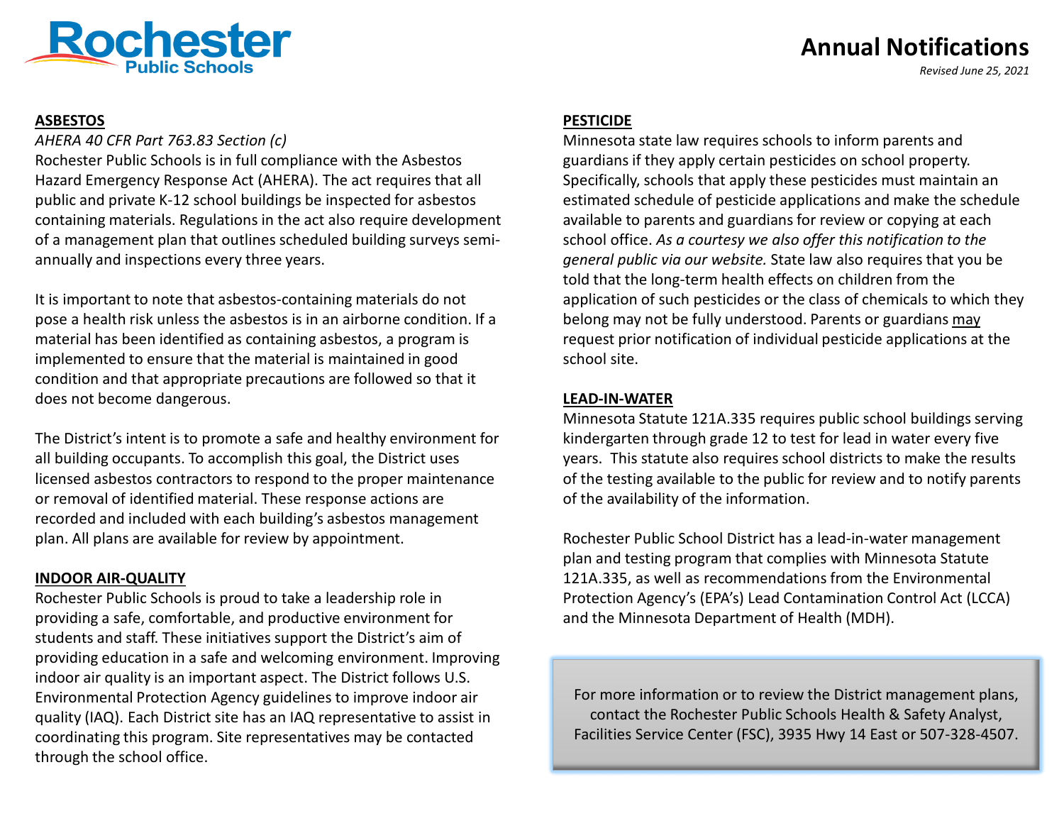Rochester Public Schools

# Annual Notifications

*Revised June 25, 2021*

## ASBESTOS

*AHERA 40 CFR Part 763.83 Section (c)*

Rochester Public Schools is in full compliance with the Asbestos Hazard Emergency Response Act (AHERA). The act requires that all public and private K-12 school buildings be inspected for asbestos containing materials. Regulations in the act also require development of a management plan that outlines scheduled building surveys semi-annually and inspections every three years.

It is important to note that asbestos-containing materials do not pose a health risk unless the asbestos is in an airborne condition. If a material has been identified as containing asbestos, a program is implemented to ensure that the material is maintained in good condition and that appropriate precautions are followed so that it does not become dangerous.

The District's intent is to promote a safe and healthy environment for all building occupants. To accomplish this goal, the District uses licensed asbestos contractors to respond to the proper maintenance or removal of identified material. These response actions are recorded and included with each building's asbestos management plan. All plans are available for review by appointment.

## INDOOR AIR-QUALITY

Rochester Public Schools is proud to take a leadership role in providing a safe, comfortable, and productive environment for students and staff. These initiatives support the District's aim of providing education in a safe and welcoming environment. Improving indoor air quality is an important aspect. The District follows U.S. Environmental Protection Agency guidelines to improve indoor air quality (IAQ). Each District site has an IAQ representative to assist in coordinating this program. Site representatives may be contacted through the school office.

## PESTICIDE

Minnesota state law requires schools to inform parents and guardians if they apply certain pesticides on school property. Specifically, schools that apply these pesticides must maintain an estimated schedule of pesticide applications and make the schedule available to parents and guardians for review or copying at each school office. *As a courtesy we also offer this notification to the general public via our website.* State law also requires that you be told that the long-term health effects on children from the application of such pesticides or the class of chemicals to which they belong may not be fully understood. Parents or guardians may request prior notification of individual pesticide applications at the school site.

## LEAD-IN-WATER

Minnesota Statute 121A.335 requires public school buildings serving kindergarten through grade 12 to test for lead in water every five years. This statute also requires school districts to make the results of the testing available to the public for review and to notify parents of the availability of the information.

Rochester Public School District has a lead-in-water management plan and testing program that complies with Minnesota Statute 121A.335, as well as recommendations from the Environmental Protection Agency's (EPA's) Lead Contamination Control Act (LCCA) and the Minnesota Department of Health (MDH).

For more information or to review the District management plans, contact the Rochester Public Schools Health & Safety Analyst, Facilities Service Center (FSC), 3935 Hwy 14 East or 507-328-4507.